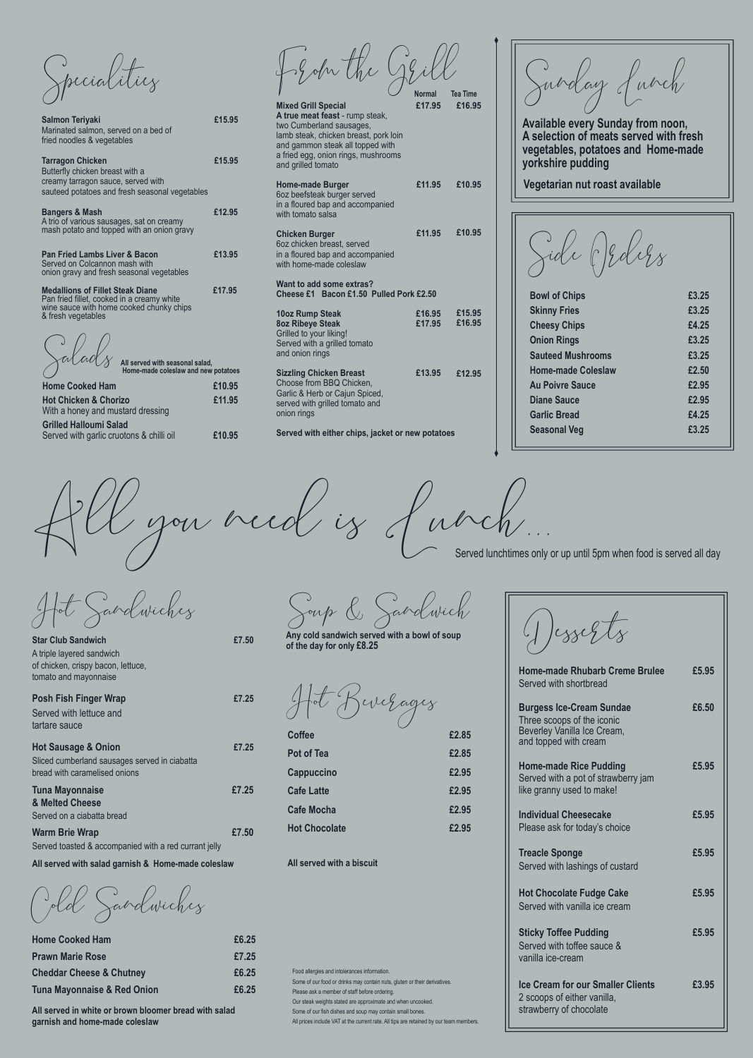## Specialities

**Salmon Teriyaki** £15.95
Marinated salmon, served on a bed of fried noodles & vegetables

**Tarragon Chicken** £15.95
Butterfly chicken breast with a creamy tarragon sauce, served with sauteed potatoes and fresh seasonal vegetables

**Bangers & Mash** £12.95
A trio of various sausages, sat on creamy mash potato and topped with an onion gravy

**Pan Fried Lambs Liver & Bacon** £13.95
Served on Colcannon mash with onion gravy and fresh seasonal vegetables

**Medallions of Fillet Steak Diane** £17.95
Pan fried fillet, cooked in a creamy white wine sauce with home cooked chunky chips & fresh vegetables

## Salads

**All served with seasonal salad, Home-made coleslaw and new potatoes**

**Home Cooked Ham** £10.95

**Hot Chicken & Chorizo** £11.95
With a honey and mustard dressing

**Grilled Halloumi Salad** £10.95
Served with garlic cruotons & chilli oil

## From the Grill

| | Normal | Tea Time |
|---|---|---|
| **Mixed Grill Special**<br>**A true meat feast** - rump steak, two Cumberland sausages, lamb steak, chicken breast, pork loin and gammon steak all topped with a fried egg, onion rings, mushrooms and grilled tomato | £17.95 | £16.95 |
| **Home-made Burger**<br>6oz beefsteak burger served in a floured bap and accompanied with tomato salsa | £11.95 | £10.95 |
| **Chicken Burger**<br>6oz chicken breast, served in a floured bap and accompanied with home-made coleslaw | £11.95 | £10.95 |

**Want to add some extras?**
**Cheese £1 Bacon £1.50 Pulled Pork £2.50**

| | Normal | Tea Time |
|---|---|---|
| **10oz Rump Steak** | £16.95 | £15.95 |
| **8oz Ribeye Steak**<br>Grilled to your liking! Served with a grilled tomato and onion rings | £17.95 | £16.95 |
| **Sizzling Chicken Breast**<br>Choose from BBQ Chicken, Garlic & Herb or Cajun Spiced, served with grilled tomato and onion rings | £13.95 | £12.95 |

**Served with either chips, jacket or new potatoes**

## Sunday Lunch

**Available every Sunday from noon, A selection of meats served with fresh vegetables, potatoes and Home-made yorkshire pudding**

**Vegetarian nut roast available**

## Side Orders

| | |
|---|---|
| **Bowl of Chips** | £3.25 |
| **Skinny Fries** | £3.25 |
| **Cheesy Chips** | £4.25 |
| **Onion Rings** | £3.25 |
| **Sauteed Mushrooms** | £3.25 |
| **Home-made Coleslaw** | £2.50 |
| **Au Poivre Sauce** | £2.95 |
| **Diane Sauce** | £2.95 |
| **Garlic Bread** | £4.25 |
| **Seasonal Veg** | £3.25 |

# All you need is Lunch...

Served lunchtimes only or up until 5pm when food is served all day

## Hot Sandwiches

**Star Club Sandwich** £7.50
A triple layered sandwich of chicken, crispy bacon, lettuce, tomato and mayonnaise

**Posh Fish Finger Wrap** £7.25
Served with lettuce and tartare sauce

**Hot Sausage & Onion** £7.25
Sliced cumberland sausages served in ciabatta bread with caramelised onions

**Tuna Mayonnaise & Melted Cheese** £7.25
Served on a ciabatta bread

**Warm Brie Wrap** £7.50
Served toasted & accompanied with a red currant jelly

**All served with salad garnish & Home-made coleslaw**

## Cold Sandwiches

| | |
|---|---|
| **Home Cooked Ham** | £6.25 |
| **Prawn Marie Rose** | £7.25 |
| **Cheddar Cheese & Chutney** | £6.25 |
| **Tuna Mayonnaise & Red Onion** | £6.25 |

**All served in white or brown bloomer bread with salad garnish and home-made coleslaw**

## Soup & Sandwich

**Any cold sandwich served with a bowl of soup of the day for only £8.25**

## Hot Beverages

| | |
|---|---|
| **Coffee** | £2.85 |
| **Pot of Tea** | £2.85 |
| **Cappuccino** | £2.95 |
| **Cafe Latte** | £2.95 |
| **Cafe Mocha** | £2.95 |
| **Hot Chocolate** | £2.95 |

**All served with a biscuit**

## Desserts

**Home-made Rhubarb Creme Brulee** £5.95
Served with shortbread

**Burgess Ice-Cream Sundae** £6.50
Three scoops of the iconic Beverley Vanilla Ice Cream, and topped with cream

**Home-made Rice Pudding** £5.95
Served with a pot of strawberry jam like granny used to make!

**Individual Cheesecake** £5.95
Please ask for today's choice

**Treacle Sponge** £5.95
Served with lashings of custard

**Hot Chocolate Fudge Cake** £5.95
Served with vanilla ice cream

**Sticky Toffee Pudding** £5.95
Served with toffee sauce & vanilla ice-cream

**Ice Cream for our Smaller Clients** £3.95
2 scoops of either vanilla, strawberry of chocolate

Food allergies and intolerances information.
Some of our food or drinks may contain nuts, gluten or their derivatives.
Please ask a member of staff before ordering.
Our steak weights stated are approximate and when uncooked.
Some of our fish dishes and soup may contain small bones.
All prices include VAT at the current rate. All tips are retained by our team members.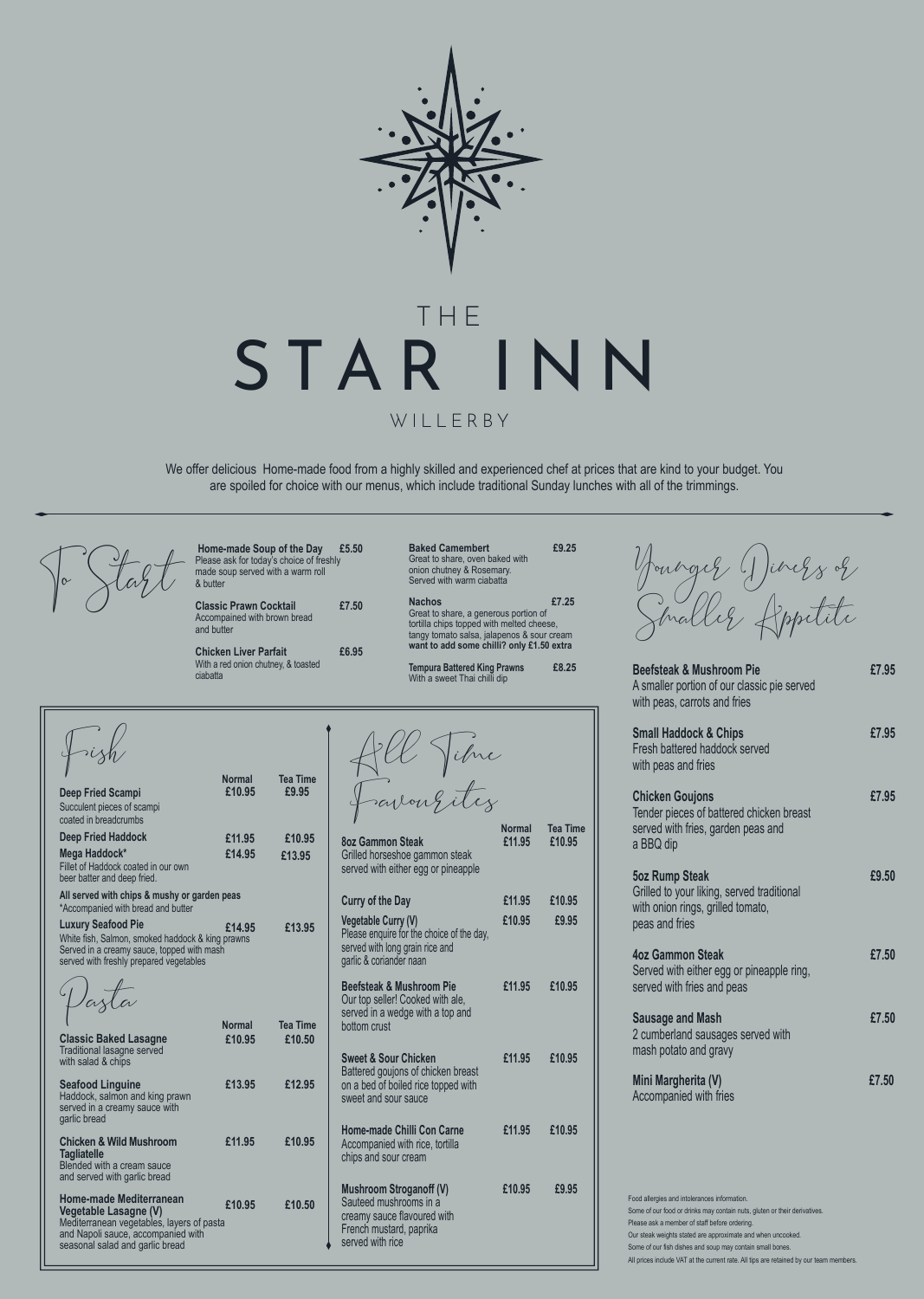# THE STAR INN

WILLERBY

We offer delicious Home-made food from a highly skilled and experienced chef at prices that are kind to your budget. You are spoiled for choice with our menus, which include traditional Sunday lunches with all of the trimmings.

## To Start

**Home-made Soup of the Day** £5.50
Please ask for today's choice of freshly made soup served with a warm roll & butter

**Classic Prawn Cocktail** £7.50
Accompanied with brown bread and butter

**Chicken Liver Parfait** £6.95
With a red onion chutney, & toasted ciabatta

**Baked Camembert** £9.25
Great to share, oven baked with onion chutney & Rosemary. Served with warm ciabatta

**Nachos** £7.25
Great to share, a generous portion of tortilla chips topped with melted cheese, tangy tomato salsa, jalapenos & sour cream
**want to add some chilli? only £1.50 extra**

**Tempura Battered King Prawns** £8.25
With a sweet Thai chilli dip

## Fish

| | Normal | Tea Time |
|---|---|---|
| **Deep Fried Scampi**<br>Succulent pieces of scampi coated in breadcrumbs | £10.95 | £9.95 |
| **Deep Fried Haddock** | £11.95 | £10.95 |
| **Mega Haddock***<br>Fillet of Haddock coated in our own beer batter and deep fried. | £14.95 | £13.95 |

**All served with chips & mushy or garden peas**
*Accompanied with bread and butter

| | Normal | Tea Time |
|---|---|---|
| **Luxury Seafood Pie**<br>White fish, Salmon, smoked haddock & king prawns Served in a creamy sauce, topped with mash served with freshly prepared vegetables | £14.95 | £13.95 |

## Pasta

| | Normal | Tea Time |
|---|---|---|
| **Classic Baked Lasagne**<br>Traditional lasagne served with salad & chips | £10.95 | £10.50 |
| **Seafood Linguine**<br>Haddock, salmon and king prawn served in a creamy sauce with garlic bread | £13.95 | £12.95 |
| **Chicken & Wild Mushroom Tagliatelle**<br>Blended with a cream sauce and served with garlic bread | £11.95 | £10.95 |
| **Home-made Mediterranean Vegetable Lasagne (V)**<br>Mediterranean vegetables, layers of pasta and Napoli sauce, accompanied with seasonal salad and garlic bread | £10.95 | £10.50 |

## All Time Favourites

| | Normal | Tea Time |
|---|---|---|
| **8oz Gammon Steak**<br>Grilled horseshoe gammon steak served with either egg or pineapple | £11.95 | £10.95 |
| **Curry of the Day** | £11.95 | £10.95 |
| **Vegetable Curry (V)**<br>Please enquire for the choice of the day, served with long grain rice and garlic & coriander naan | £10.95 | £9.95 |
| **Beefsteak & Mushroom Pie**<br>Our top seller! Cooked with ale, served in a wedge with a top and bottom crust | £11.95 | £10.95 |
| **Sweet & Sour Chicken**<br>Battered goujons of chicken breast on a bed of boiled rice topped with sweet and sour sauce | £11.95 | £10.95 |
| **Home-made Chilli Con Carne**<br>Accompanied with rice, tortilla chips and sour cream | £11.95 | £10.95 |
| **Mushroom Stroganoff (V)**<br>Sauteed mushrooms in a creamy sauce flavoured with French mustard, paprika served with rice | £10.95 | £9.95 |

## Younger Diners or Smaller Appetite

**Beefsteak & Mushroom Pie** £7.95
A smaller portion of our classic pie served with peas, carrots and fries

**Small Haddock & Chips** £7.95
Fresh battered haddock served with peas and fries

**Chicken Goujons** £7.95
Tender pieces of battered chicken breast served with fries, garden peas and a BBQ dip

**5oz Rump Steak** £9.50
Grilled to your liking, served traditional with onion rings, grilled tomato, peas and fries

**4oz Gammon Steak** £7.50
Served with either egg or pineapple ring, served with fries and peas

**Sausage and Mash** £7.50
2 cumberland sausages served with mash potato and gravy

**Mini Margherita (V)** £7.50
Accompanied with fries

Food allergies and intolerances information.
Some of our food or drinks may contain nuts, gluten or their derivatives.
Please ask a member of staff before ordering.
Our steak weights stated are approximate and when uncooked.
Some of our fish dishes and soup may contain small bones.
All prices include VAT at the current rate. All tips are retained by our team members.